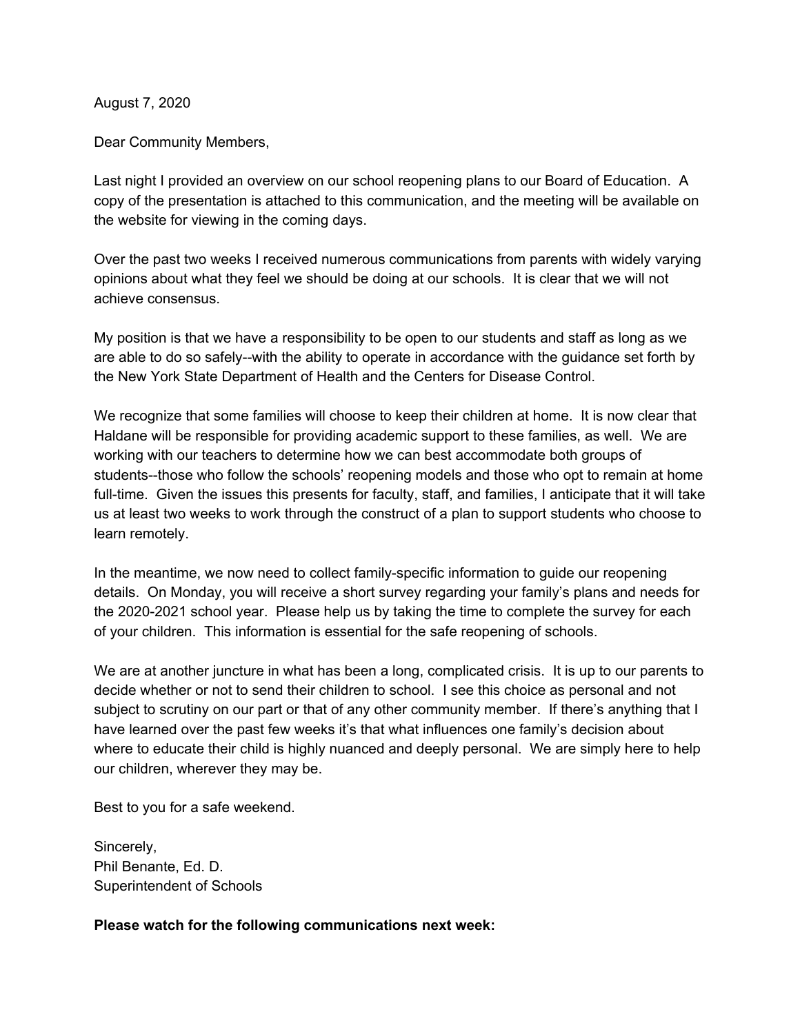August 7, 2020

Dear Community Members,

Last night I provided an overview on our school reopening plans to our Board of Education. A copy of the presentation is attached to this communication, and the meeting will be available on the website for viewing in the coming days.

Over the past two weeks I received numerous communications from parents with widely varying opinions about what they feel we should be doing at our schools. It is clear that we will not achieve consensus.

My position is that we have a responsibility to be open to our students and staff as long as we are able to do so safely--with the ability to operate in accordance with the guidance set forth by the New York State Department of Health and the Centers for Disease Control.

We recognize that some families will choose to keep their children at home. It is now clear that Haldane will be responsible for providing academic support to these families, as well. We are working with our teachers to determine how we can best accommodate both groups of students--those who follow the schools' reopening models and those who opt to remain at home full-time. Given the issues this presents for faculty, staff, and families, I anticipate that it will take us at least two weeks to work through the construct of a plan to support students who choose to learn remotely.

In the meantime, we now need to collect family-specific information to guide our reopening details. On Monday, you will receive a short survey regarding your family's plans and needs for the 2020-2021 school year. Please help us by taking the time to complete the survey for each of your children. This information is essential for the safe reopening of schools.

We are at another juncture in what has been a long, complicated crisis. It is up to our parents to decide whether or not to send their children to school. I see this choice as personal and not subject to scrutiny on our part or that of any other community member. If there's anything that I have learned over the past few weeks it's that what influences one family's decision about where to educate their child is highly nuanced and deeply personal. We are simply here to help our children, wherever they may be.

Best to you for a safe weekend.

Sincerely,
Phil Benante, Ed. D.
Superintendent of Schools

**Please watch for the following communications next week:**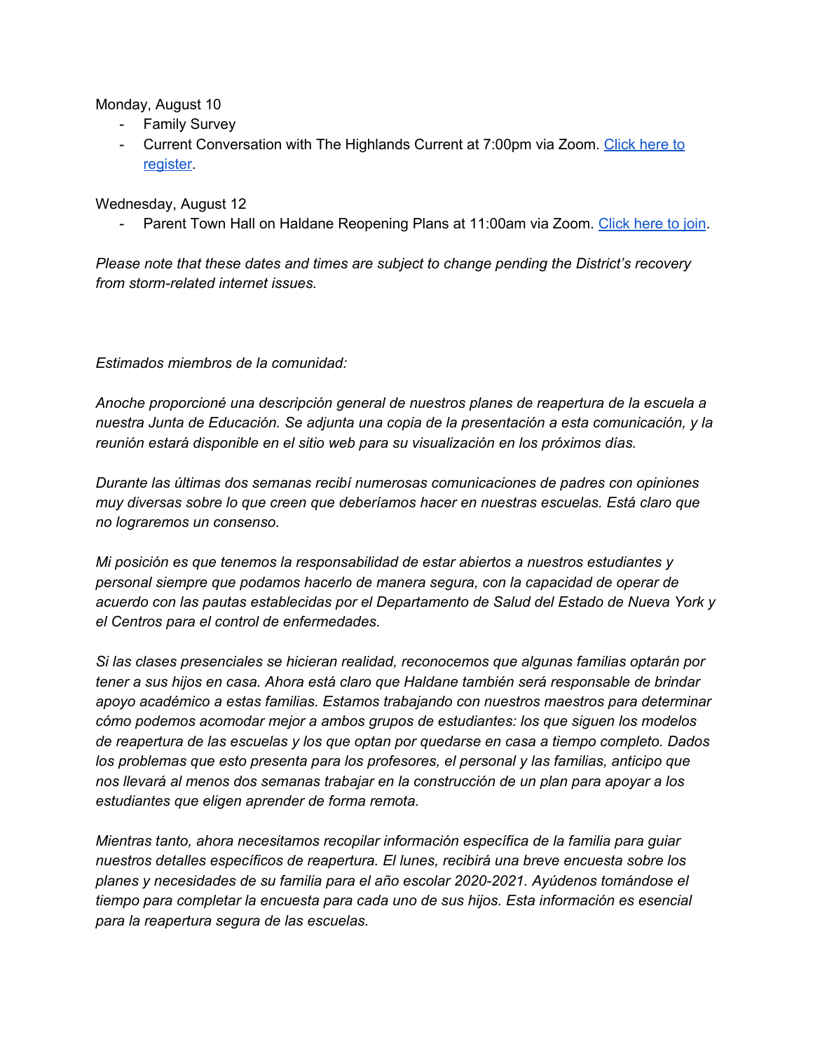Monday, August 10

- Family Survey
- Current Conversation with The Highlands Current at 7:00pm via Zoom. Click here to register.

Wednesday, August 12

- Parent Town Hall on Haldane Reopening Plans at 11:00am via Zoom. Click here to join.

*Please note that these dates and times are subject to change pending the District's recovery from storm-related internet issues.*

*Estimados miembros de la comunidad:*

*Anoche proporcioné una descripción general de nuestros planes de reapertura de la escuela a nuestra Junta de Educación. Se adjunta una copia de la presentación a esta comunicación, y la reunión estará disponible en el sitio web para su visualización en los próximos días.*

*Durante las últimas dos semanas recibí numerosas comunicaciones de padres con opiniones muy diversas sobre lo que creen que deberíamos hacer en nuestras escuelas. Está claro que no lograremos un consenso.*

*Mi posición es que tenemos la responsabilidad de estar abiertos a nuestros estudiantes y personal siempre que podamos hacerlo de manera segura, con la capacidad de operar de acuerdo con las pautas establecidas por el Departamento de Salud del Estado de Nueva York y el Centros para el control de enfermedades.*

*Si las clases presenciales se hicieran realidad, reconocemos que algunas familias optarán por tener a sus hijos en casa. Ahora está claro que Haldane también será responsable de brindar apoyo académico a estas familias. Estamos trabajando con nuestros maestros para determinar cómo podemos acomodar mejor a ambos grupos de estudiantes: los que siguen los modelos de reapertura de las escuelas y los que optan por quedarse en casa a tiempo completo. Dados los problemas que esto presenta para los profesores, el personal y las familias, anticipo que nos llevará al menos dos semanas trabajar en la construcción de un plan para apoyar a los estudiantes que eligen aprender de forma remota.*

*Mientras tanto, ahora necesitamos recopilar información específica de la familia para guiar nuestros detalles específicos de reapertura. El lunes, recibirá una breve encuesta sobre los planes y necesidades de su familia para el año escolar 2020-2021. Ayúdenos tomándose el tiempo para completar la encuesta para cada uno de sus hijos. Esta información es esencial para la reapertura segura de las escuelas.*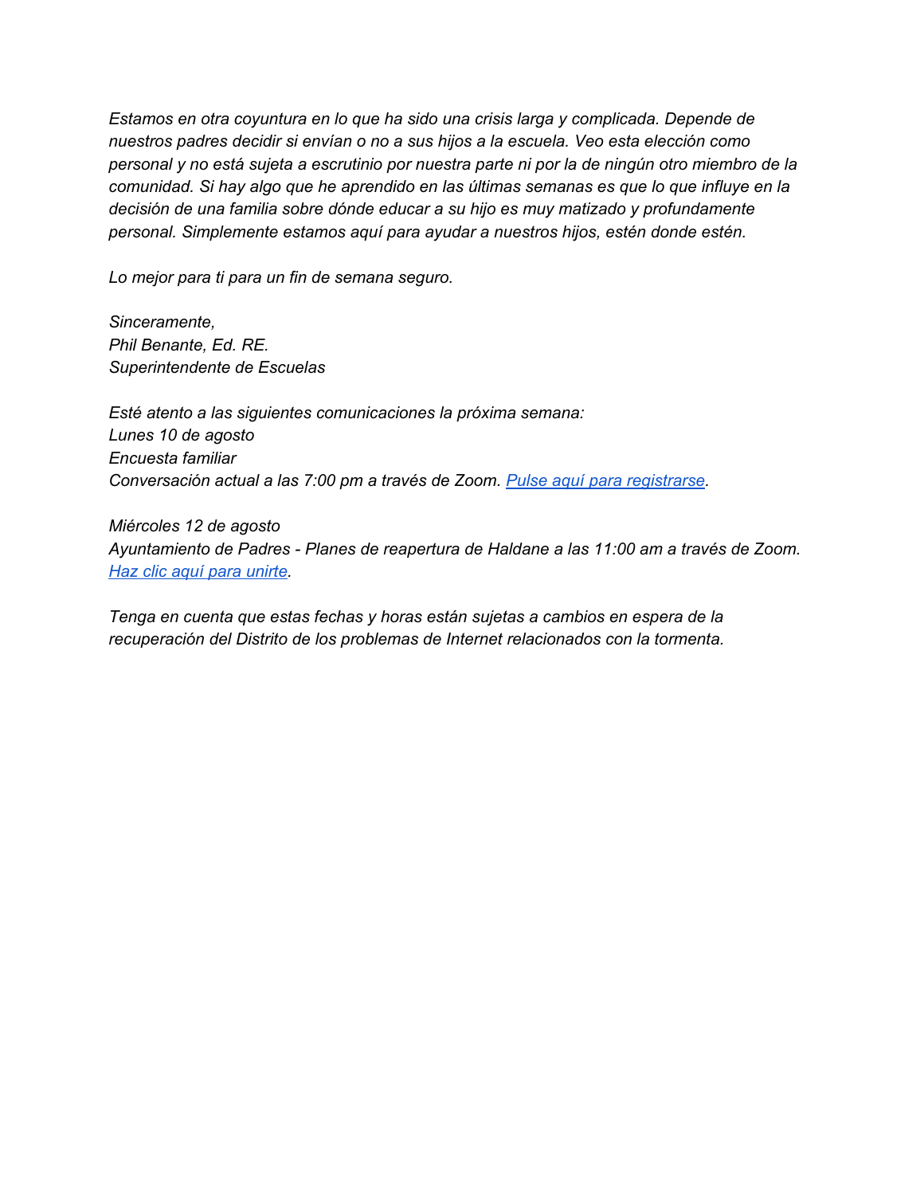*Estamos en otra coyuntura en lo que ha sido una crisis larga y complicada. Depende de nuestros padres decidir si envían o no a sus hijos a la escuela. Veo esta elección como personal y no está sujeta a escrutinio por nuestra parte ni por la de ningún otro miembro de la comunidad. Si hay algo que he aprendido en las últimas semanas es que lo que influye en la decisión de una familia sobre dónde educar a su hijo es muy matizado y profundamente personal. Simplemente estamos aquí para ayudar a nuestros hijos, estén donde estén.*

*Lo mejor para ti para un fin de semana seguro.*

*Sinceramente,*
*Phil Benante, Ed. RE.*
*Superintendente de Escuelas*

*Esté atento a las siguientes comunicaciones la próxima semana:*
*Lunes 10 de agosto*
*Encuesta familiar*
*Conversación actual a las 7:00 pm a través de Zoom. Pulse aquí para registrarse.*

*Miércoles 12 de agosto*
*Ayuntamiento de Padres - Planes de reapertura de Haldane a las 11:00 am a través de Zoom. Haz clic aquí para unirte.*

*Tenga en cuenta que estas fechas y horas están sujetas a cambios en espera de la recuperación del Distrito de los problemas de Internet relacionados con la tormenta.*